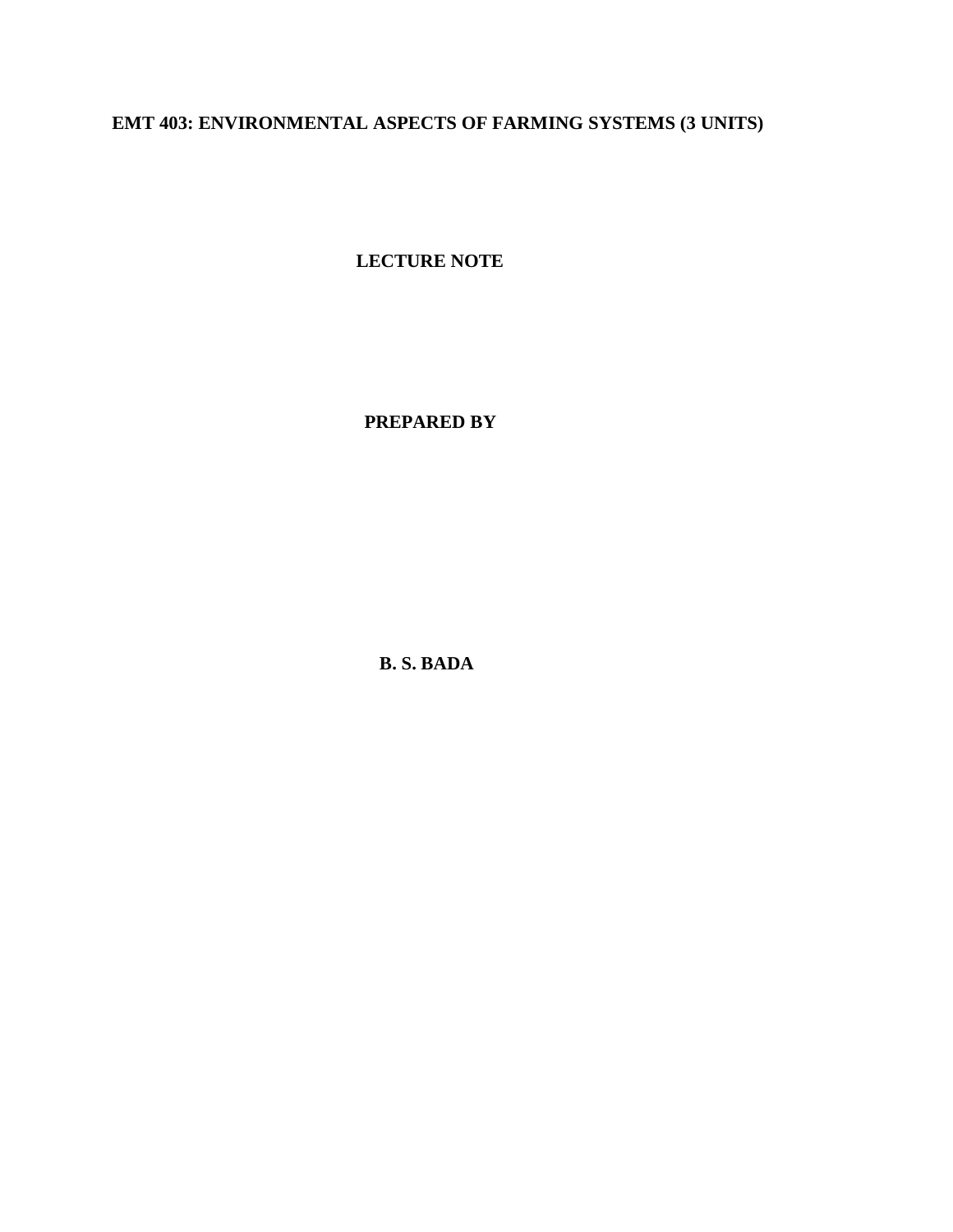# EMT 403: ENVIRONMENTAL ASPECTS OF FARMING SYSTEMS (3 UNITS)

**LECTURE NOTE**

**PREPARED BY**

**B. S. BADA**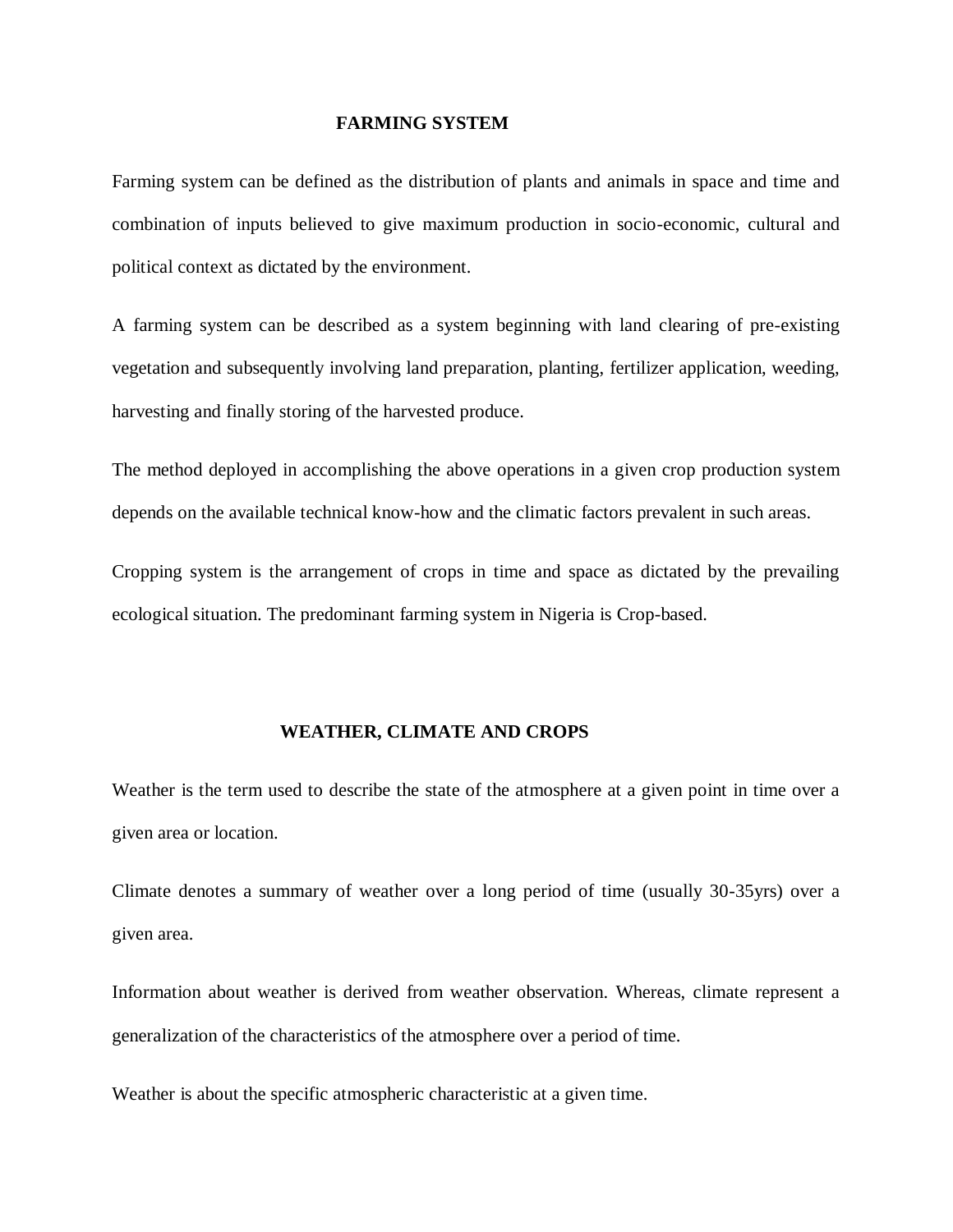## FARMING SYSTEM

Farming system can be defined as the distribution of plants and animals in space and time and combination of inputs believed to give maximum production in socio-economic, cultural and political context as dictated by the environment.

A farming system can be described as a system beginning with land clearing of pre-existing vegetation and subsequently involving land preparation, planting, fertilizer application, weeding, harvesting and finally storing of the harvested produce.

The method deployed in accomplishing the above operations in a given crop production system depends on the available technical know-how and the climatic factors prevalent in such areas.

Cropping system is the arrangement of crops in time and space as dictated by the prevailing ecological situation. The predominant farming system in Nigeria is Crop-based.

## WEATHER, CLIMATE AND CROPS

Weather is the term used to describe the state of the atmosphere at a given point in time over a given area or location.

Climate denotes a summary of weather over a long period of time (usually 30-35yrs) over a given area.

Information about weather is derived from weather observation. Whereas, climate represent a generalization of the characteristics of the atmosphere over a period of time.

Weather is about the specific atmospheric characteristic at a given time.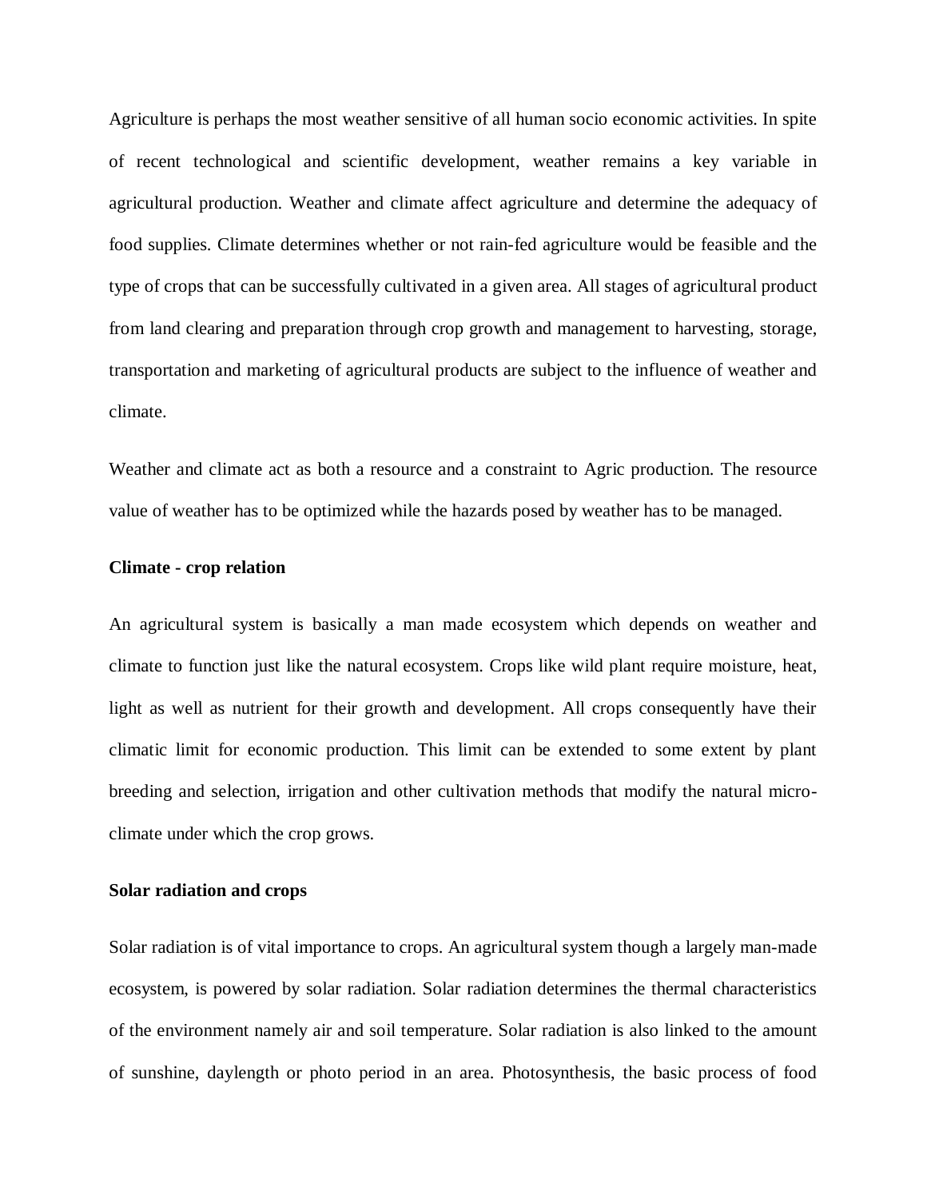Agriculture is perhaps the most weather sensitive of all human socio economic activities. In spite of recent technological and scientific development, weather remains a key variable in agricultural production. Weather and climate affect agriculture and determine the adequacy of food supplies. Climate determines whether or not rain-fed agriculture would be feasible and the type of crops that can be successfully cultivated in a given area. All stages of agricultural product from land clearing and preparation through crop growth and management to harvesting, storage, transportation and marketing of agricultural products are subject to the influence of weather and climate.

Weather and climate act as both a resource and a constraint to Agric production. The resource value of weather has to be optimized while the hazards posed by weather has to be managed.

**Climate - crop relation**

An agricultural system is basically a man made ecosystem which depends on weather and climate to function just like the natural ecosystem. Crops like wild plant require moisture, heat, light as well as nutrient for their growth and development. All crops consequently have their climatic limit for economic production. This limit can be extended to some extent by plant breeding and selection, irrigation and other cultivation methods that modify the natural micro-climate under which the crop grows.

**Solar radiation and crops**

Solar radiation is of vital importance to crops. An agricultural system though a largely man-made ecosystem, is powered by solar radiation. Solar radiation determines the thermal characteristics of the environment namely air and soil temperature. Solar radiation is also linked to the amount of sunshine, daylength or photo period in an area. Photosynthesis, the basic process of food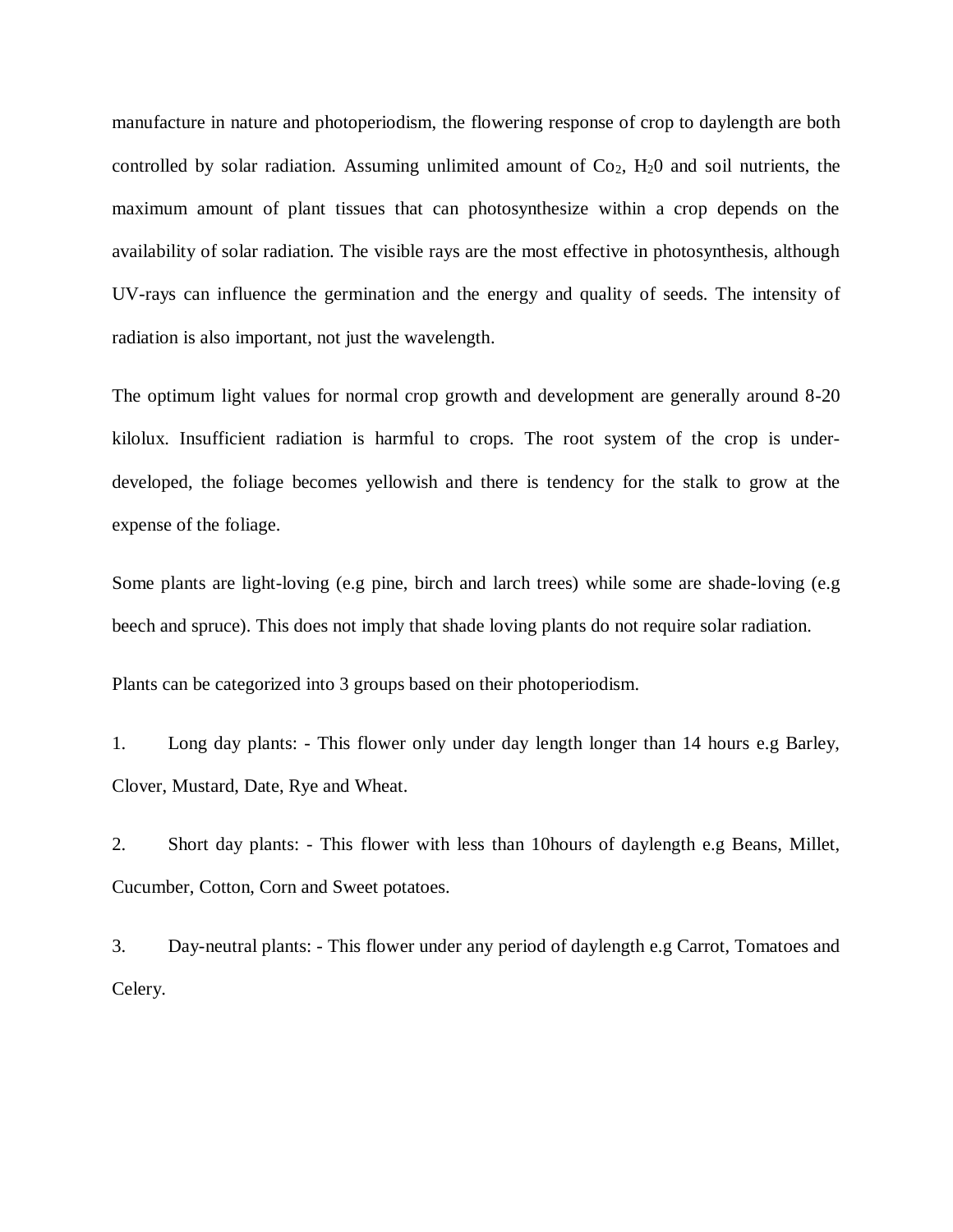manufacture in nature and photoperiodism, the flowering response of crop to daylength are both controlled by solar radiation. Assuming unlimited amount of $Co_2$, $H_20$ and soil nutrients, the maximum amount of plant tissues that can photosynthesize within a crop depends on the availability of solar radiation. The visible rays are the most effective in photosynthesis, although UV-rays can influence the germination and the energy and quality of seeds. The intensity of radiation is also important, not just the wavelength.

The optimum light values for normal crop growth and development are generally around 8-20 kilolux. Insufficient radiation is harmful to crops. The root system of the crop is under-developed, the foliage becomes yellowish and there is tendency for the stalk to grow at the expense of the foliage.

Some plants are light-loving (e.g pine, birch and larch trees) while some are shade-loving (e.g beech and spruce). This does not imply that shade loving plants do not require solar radiation.

Plants can be categorized into 3 groups based on their photoperiodism.

1. Long day plants: - This flower only under day length longer than 14 hours e.g Barley, Clover, Mustard, Date, Rye and Wheat.

2. Short day plants: - This flower with less than 10hours of daylength e.g Beans, Millet, Cucumber, Cotton, Corn and Sweet potatoes.

3. Day-neutral plants: - This flower under any period of daylength e.g Carrot, Tomatoes and Celery.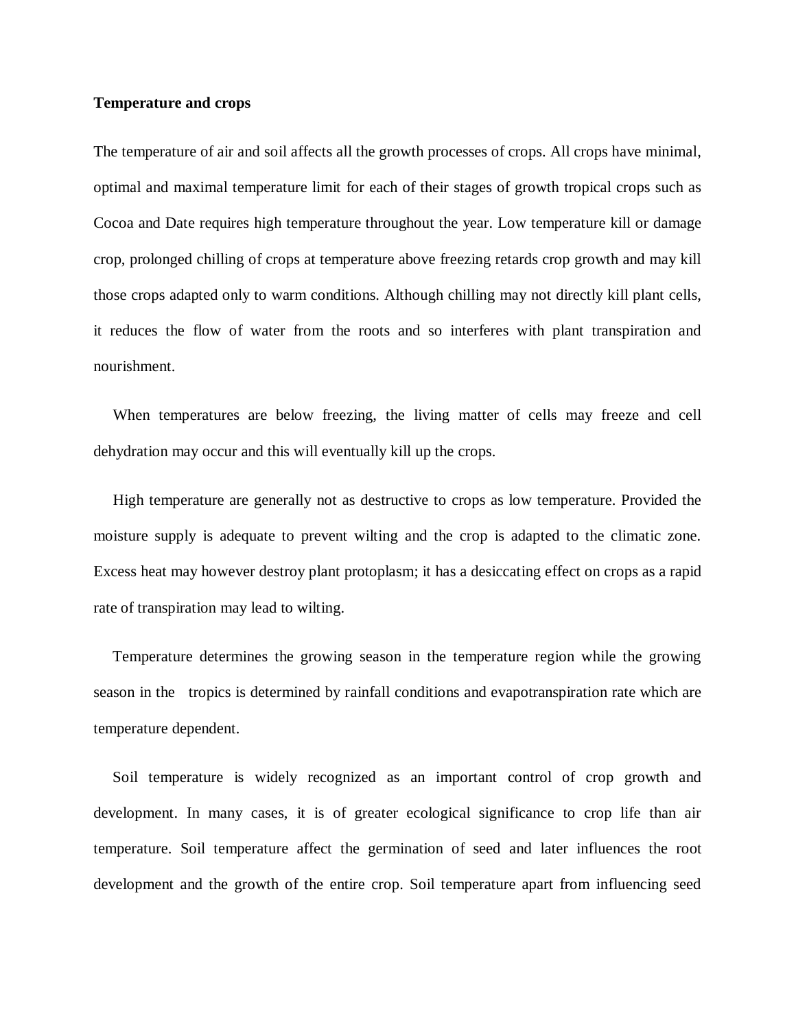**Temperature and crops**

The temperature of air and soil affects all the growth processes of crops. All crops have minimal, optimal and maximal temperature limit for each of their stages of growth tropical crops such as Cocoa and Date requires high temperature throughout the year. Low temperature kill or damage crop, prolonged chilling of crops at temperature above freezing retards crop growth and may kill those crops adapted only to warm conditions. Although chilling may not directly kill plant cells, it reduces the flow of water from the roots and so interferes with plant transpiration and nourishment.

When temperatures are below freezing, the living matter of cells may freeze and cell dehydration may occur and this will eventually kill up the crops.

High temperature are generally not as destructive to crops as low temperature. Provided the moisture supply is adequate to prevent wilting and the crop is adapted to the climatic zone. Excess heat may however destroy plant protoplasm; it has a desiccating effect on crops as a rapid rate of transpiration may lead to wilting.

Temperature determines the growing season in the temperature region while the growing season in the tropics is determined by rainfall conditions and evapotranspiration rate which are temperature dependent.

Soil temperature is widely recognized as an important control of crop growth and development. In many cases, it is of greater ecological significance to crop life than air temperature. Soil temperature affect the germination of seed and later influences the root development and the growth of the entire crop. Soil temperature apart from influencing seed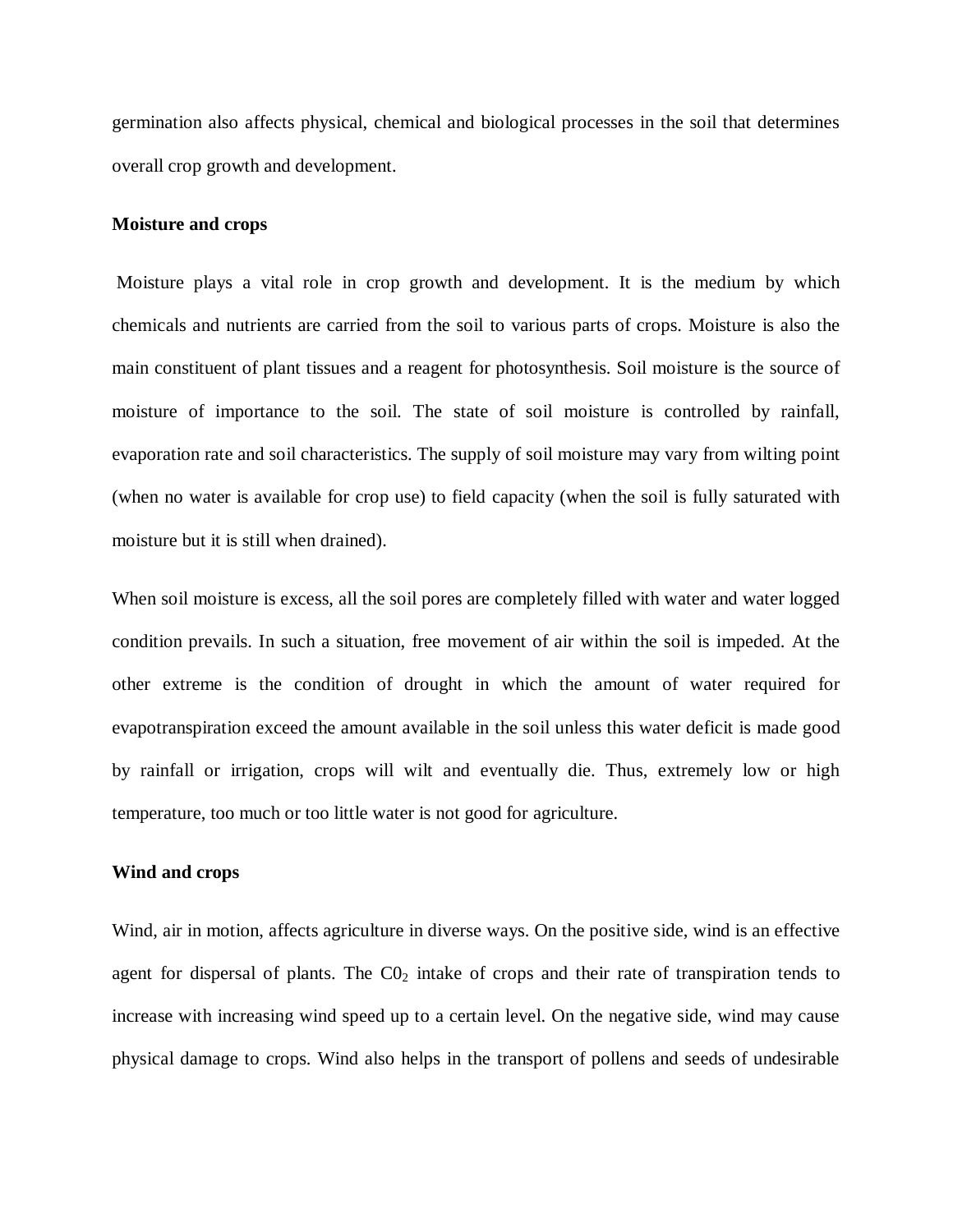germination also affects physical, chemical and biological processes in the soil that determines overall crop growth and development.

**Moisture and crops**

Moisture plays a vital role in crop growth and development. It is the medium by which chemicals and nutrients are carried from the soil to various parts of crops. Moisture is also the main constituent of plant tissues and a reagent for photosynthesis. Soil moisture is the source of moisture of importance to the soil. The state of soil moisture is controlled by rainfall, evaporation rate and soil characteristics. The supply of soil moisture may vary from wilting point (when no water is available for crop use) to field capacity (when the soil is fully saturated with moisture but it is still when drained).

When soil moisture is excess, all the soil pores are completely filled with water and water logged condition prevails. In such a situation, free movement of air within the soil is impeded. At the other extreme is the condition of drought in which the amount of water required for evapotranspiration exceed the amount available in the soil unless this water deficit is made good by rainfall or irrigation, crops will wilt and eventually die. Thus, extremely low or high temperature, too much or too little water is not good for agriculture.

**Wind and crops**

Wind, air in motion, affects agriculture in diverse ways. On the positive side, wind is an effective agent for dispersal of plants. The $C0_2$ intake of crops and their rate of transpiration tends to increase with increasing wind speed up to a certain level. On the negative side, wind may cause physical damage to crops. Wind also helps in the transport of pollens and seeds of undesirable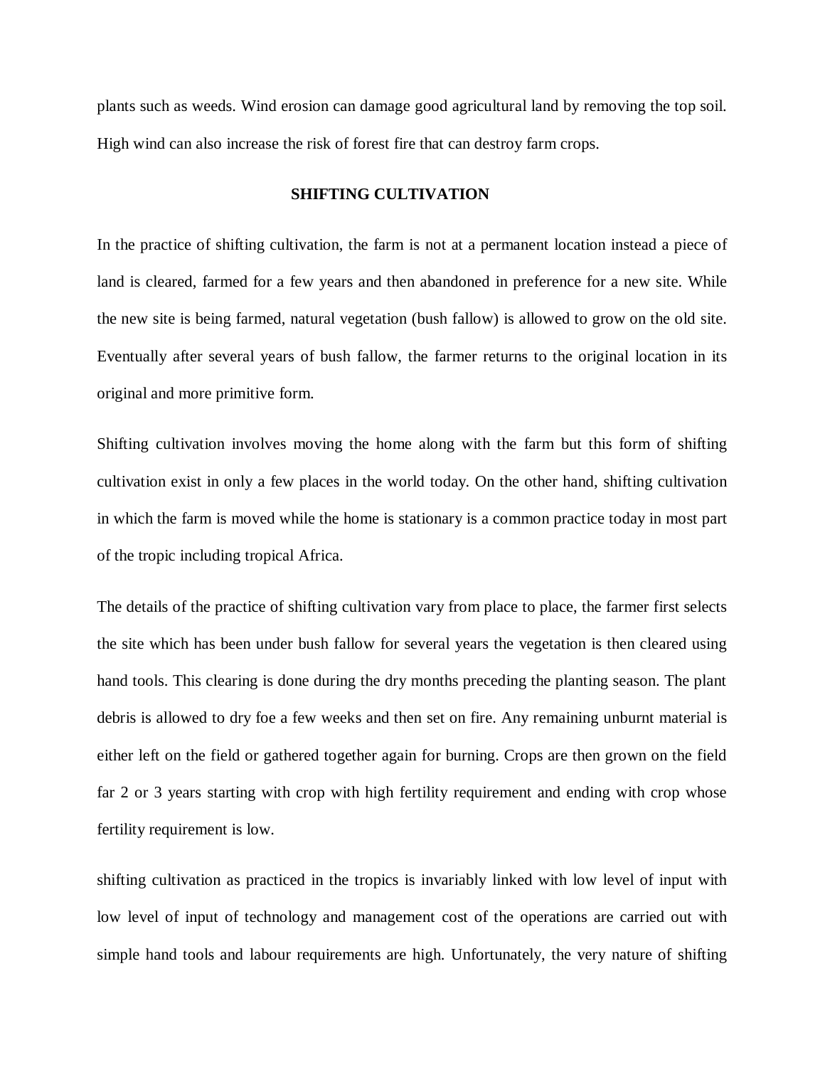plants such as weeds. Wind erosion can damage good agricultural land by removing the top soil. High wind can also increase the risk of forest fire that can destroy farm crops.

## SHIFTING CULTIVATION

In the practice of shifting cultivation, the farm is not at a permanent location instead a piece of land is cleared, farmed for a few years and then abandoned in preference for a new site. While the new site is being farmed, natural vegetation (bush fallow) is allowed to grow on the old site. Eventually after several years of bush fallow, the farmer returns to the original location in its original and more primitive form.

Shifting cultivation involves moving the home along with the farm but this form of shifting cultivation exist in only a few places in the world today. On the other hand, shifting cultivation in which the farm is moved while the home is stationary is a common practice today in most part of the tropic including tropical Africa.

The details of the practice of shifting cultivation vary from place to place, the farmer first selects the site which has been under bush fallow for several years the vegetation is then cleared using hand tools. This clearing is done during the dry months preceding the planting season. The plant debris is allowed to dry foe a few weeks and then set on fire. Any remaining unburnt material is either left on the field or gathered together again for burning. Crops are then grown on the field far 2 or 3 years starting with crop with high fertility requirement and ending with crop whose fertility requirement is low.

shifting cultivation as practiced in the tropics is invariably linked with low level of input with low level of input of technology and management cost of the operations are carried out with simple hand tools and labour requirements are high. Unfortunately, the very nature of shifting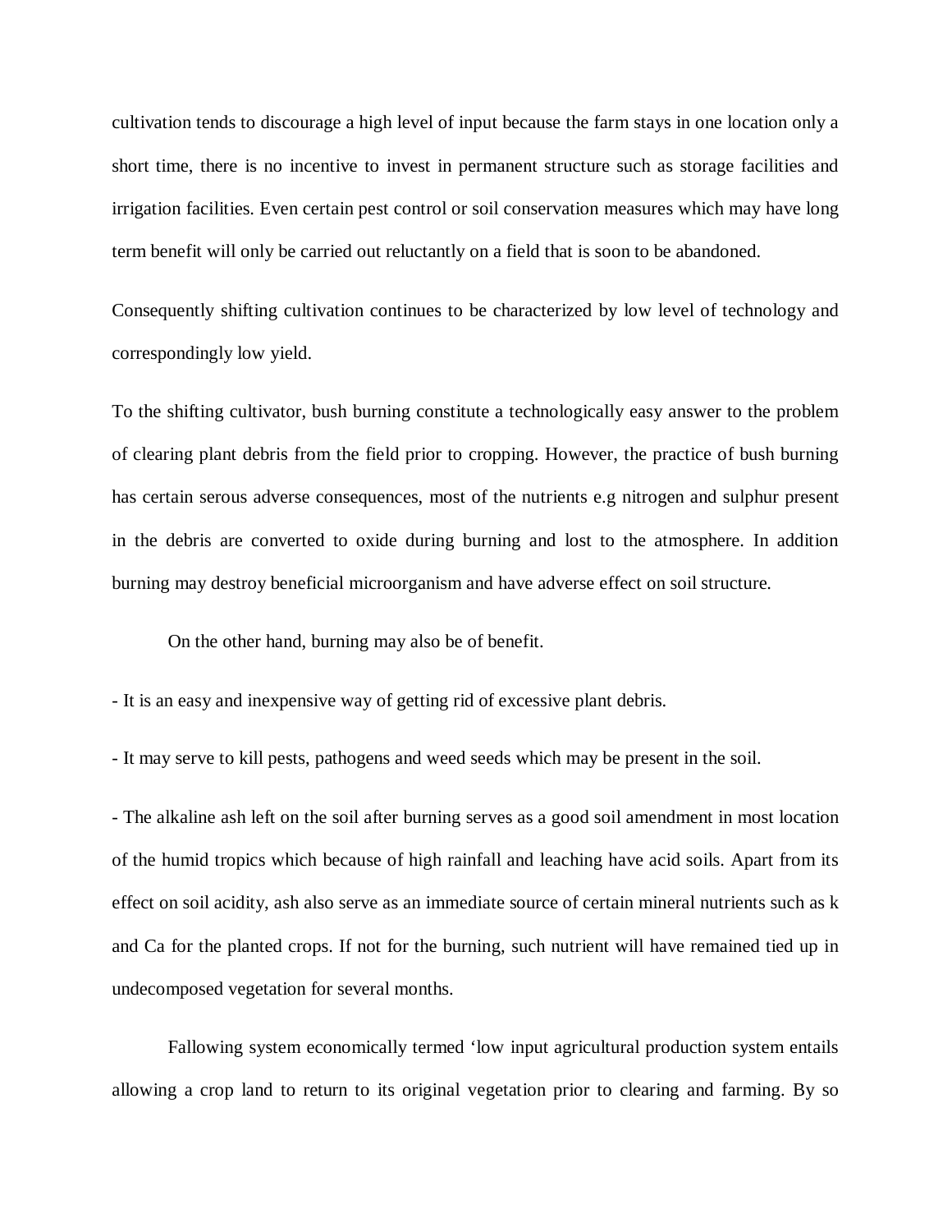cultivation tends to discourage a high level of input because the farm stays in one location only a short time, there is no incentive to invest in permanent structure such as storage facilities and irrigation facilities. Even certain pest control or soil conservation measures which may have long term benefit will only be carried out reluctantly on a field that is soon to be abandoned.

Consequently shifting cultivation continues to be characterized by low level of technology and correspondingly low yield.

To the shifting cultivator, bush burning constitute a technologically easy answer to the problem of clearing plant debris from the field prior to cropping. However, the practice of bush burning has certain serous adverse consequences, most of the nutrients e.g nitrogen and sulphur present in the debris are converted to oxide during burning and lost to the atmosphere. In addition burning may destroy beneficial microorganism and have adverse effect on soil structure.

On the other hand, burning may also be of benefit.

- It is an easy and inexpensive way of getting rid of excessive plant debris.
- It may serve to kill pests, pathogens and weed seeds which may be present in the soil.
- The alkaline ash left on the soil after burning serves as a good soil amendment in most location of the humid tropics which because of high rainfall and leaching have acid soils. Apart from its effect on soil acidity, ash also serve as an immediate source of certain mineral nutrients such as k and Ca for the planted crops. If not for the burning, such nutrient will have remained tied up in undecomposed vegetation for several months.

Fallowing system economically termed 'low input agricultural production system entails allowing a crop land to return to its original vegetation prior to clearing and farming. By so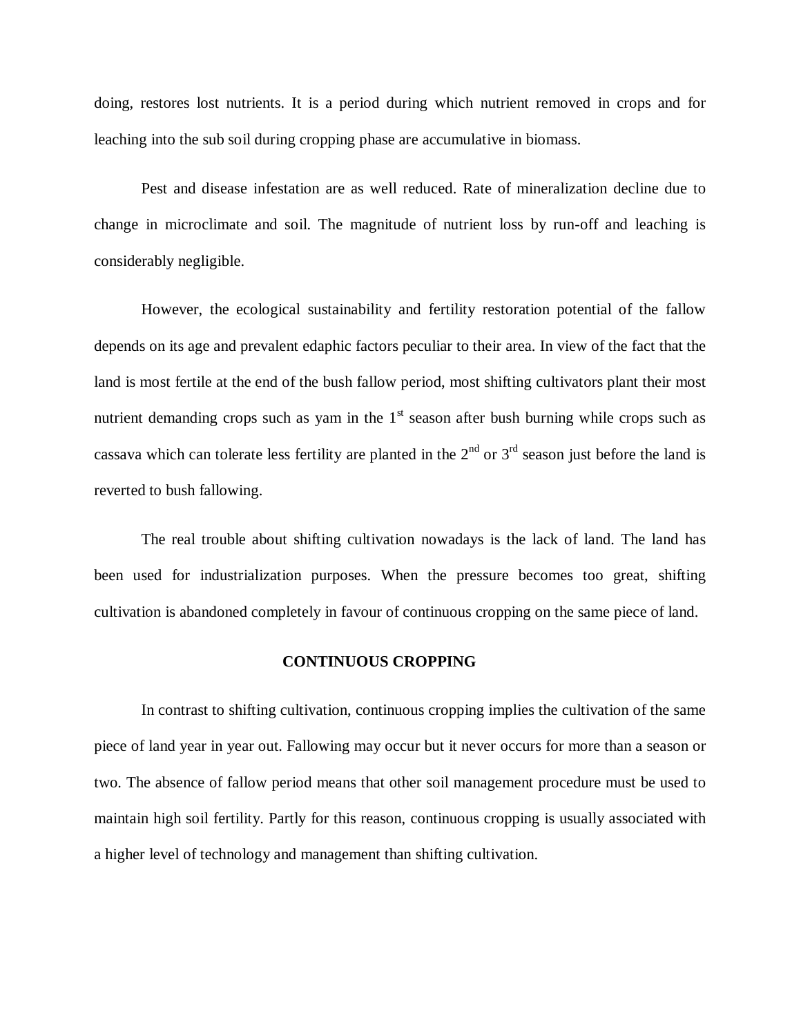doing, restores lost nutrients. It is a period during which nutrient removed in crops and for leaching into the sub soil during cropping phase are accumulative in biomass.

Pest and disease infestation are as well reduced. Rate of mineralization decline due to change in microclimate and soil. The magnitude of nutrient loss by run-off and leaching is considerably negligible.

However, the ecological sustainability and fertility restoration potential of the fallow depends on its age and prevalent edaphic factors peculiar to their area. In view of the fact that the land is most fertile at the end of the bush fallow period, most shifting cultivators plant their most nutrient demanding crops such as yam in the 1st season after bush burning while crops such as cassava which can tolerate less fertility are planted in the 2nd or 3rd season just before the land is reverted to bush fallowing.

The real trouble about shifting cultivation nowadays is the lack of land. The land has been used for industrialization purposes. When the pressure becomes too great, shifting cultivation is abandoned completely in favour of continuous cropping on the same piece of land.

## CONTINUOUS CROPPING

In contrast to shifting cultivation, continuous cropping implies the cultivation of the same piece of land year in year out. Fallowing may occur but it never occurs for more than a season or two. The absence of fallow period means that other soil management procedure must be used to maintain high soil fertility. Partly for this reason, continuous cropping is usually associated with a higher level of technology and management than shifting cultivation.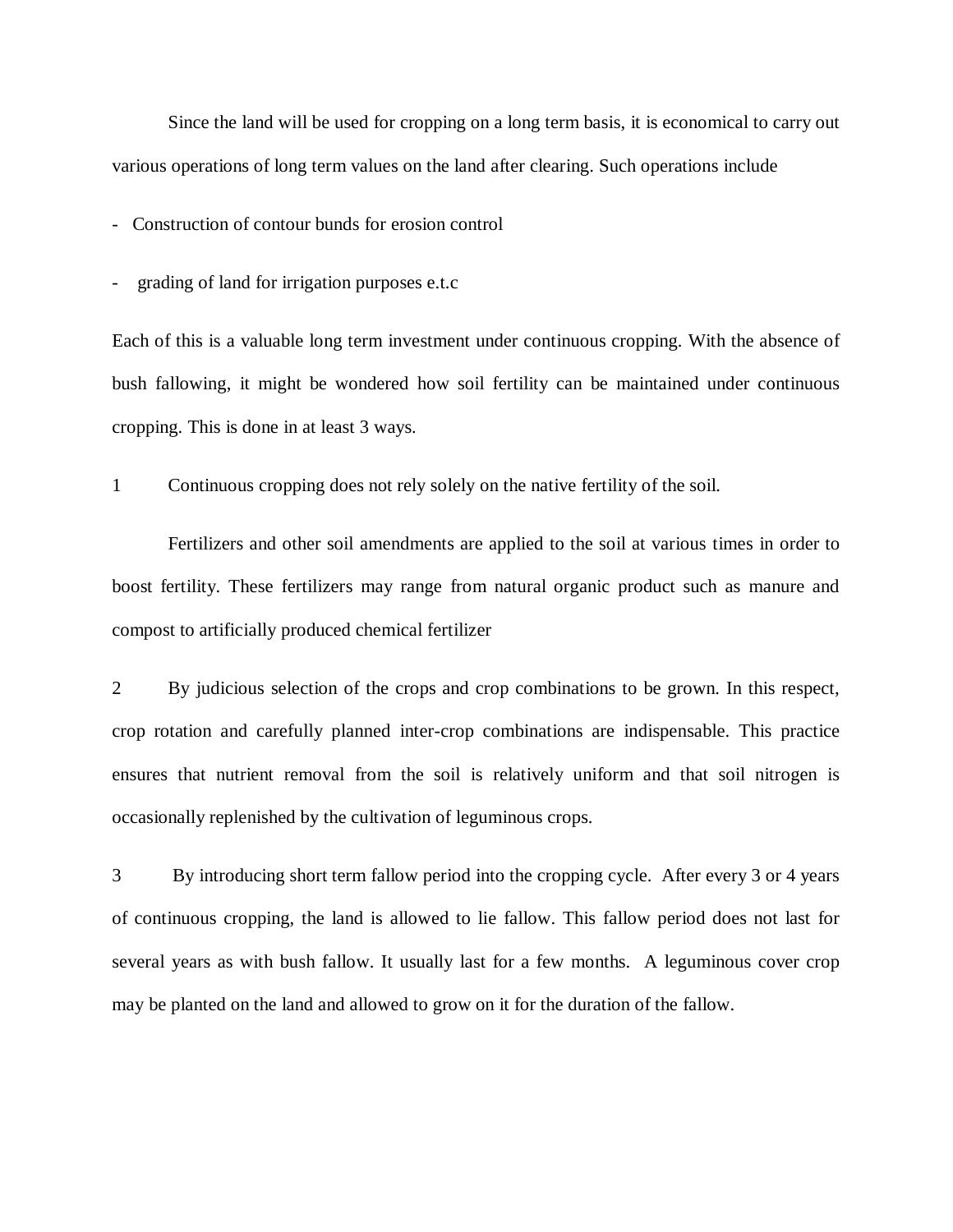Since the land will be used for cropping on a long term basis, it is economical to carry out various operations of long term values on the land after clearing. Such operations include

- Construction of contour bunds for erosion control
- grading of land for irrigation purposes e.t.c

Each of this is a valuable long term investment under continuous cropping. With the absence of bush fallowing, it might be wondered how soil fertility can be maintained under continuous cropping. This is done in at least 3 ways.

1 Continuous cropping does not rely solely on the native fertility of the soil.

Fertilizers and other soil amendments are applied to the soil at various times in order to boost fertility. These fertilizers may range from natural organic product such as manure and compost to artificially produced chemical fertilizer

2 By judicious selection of the crops and crop combinations to be grown. In this respect, crop rotation and carefully planned inter-crop combinations are indispensable. This practice ensures that nutrient removal from the soil is relatively uniform and that soil nitrogen is occasionally replenished by the cultivation of leguminous crops.

3 By introducing short term fallow period into the cropping cycle. After every 3 or 4 years of continuous cropping, the land is allowed to lie fallow. This fallow period does not last for several years as with bush fallow. It usually last for a few months. A leguminous cover crop may be planted on the land and allowed to grow on it for the duration of the fallow.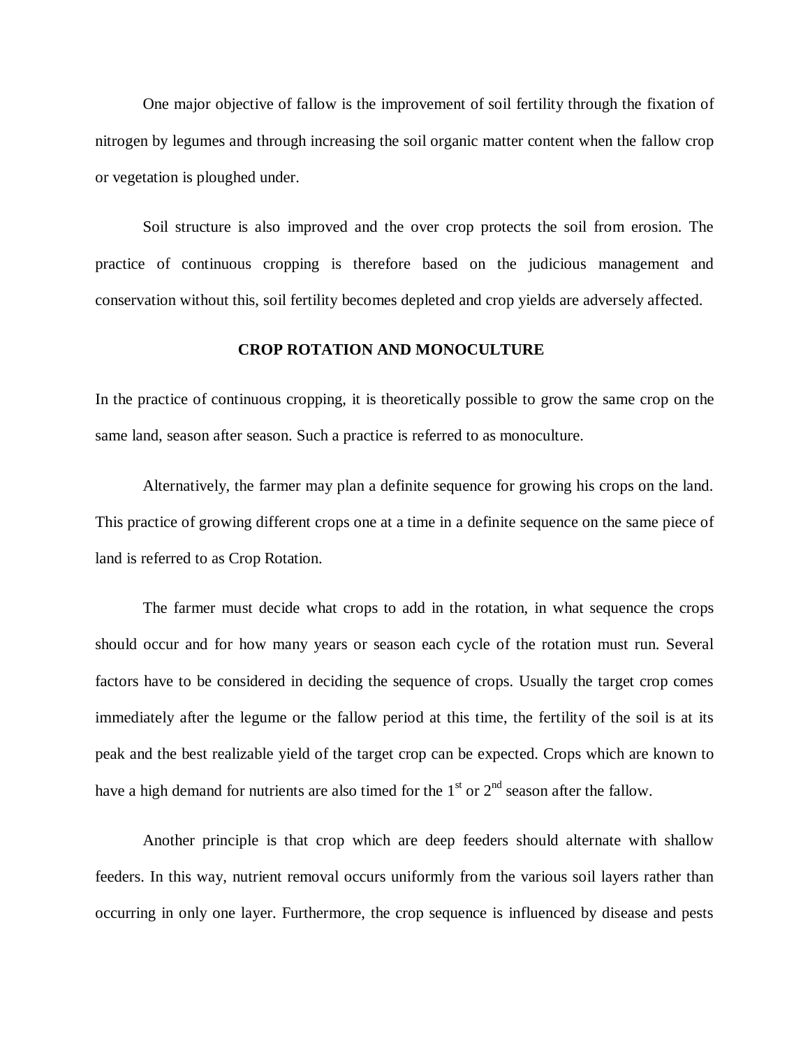One major objective of fallow is the improvement of soil fertility through the fixation of nitrogen by legumes and through increasing the soil organic matter content when the fallow crop or vegetation is ploughed under.

Soil structure is also improved and the over crop protects the soil from erosion. The practice of continuous cropping is therefore based on the judicious management and conservation without this, soil fertility becomes depleted and crop yields are adversely affected.

## CROP ROTATION AND MONOCULTURE

In the practice of continuous cropping, it is theoretically possible to grow the same crop on the same land, season after season. Such a practice is referred to as monoculture.

Alternatively, the farmer may plan a definite sequence for growing his crops on the land. This practice of growing different crops one at a time in a definite sequence on the same piece of land is referred to as Crop Rotation.

The farmer must decide what crops to add in the rotation, in what sequence the crops should occur and for how many years or season each cycle of the rotation must run. Several factors have to be considered in deciding the sequence of crops. Usually the target crop comes immediately after the legume or the fallow period at this time, the fertility of the soil is at its peak and the best realizable yield of the target crop can be expected. Crops which are known to have a high demand for nutrients are also timed for the 1st or 2nd season after the fallow.

Another principle is that crop which are deep feeders should alternate with shallow feeders. In this way, nutrient removal occurs uniformly from the various soil layers rather than occurring in only one layer. Furthermore, the crop sequence is influenced by disease and pests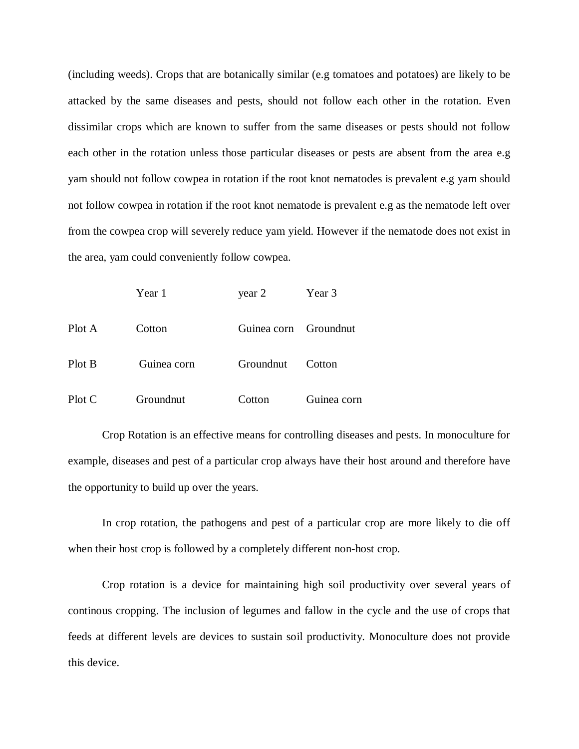(including weeds). Crops that are botanically similar (e.g tomatoes and potatoes) are likely to be attacked by the same diseases and pests, should not follow each other in the rotation. Even dissimilar crops which are known to suffer from the same diseases or pests should not follow each other in the rotation unless those particular diseases or pests are absent from the area e.g yam should not follow cowpea in rotation if the root knot nematodes is prevalent e.g yam should not follow cowpea in rotation if the root knot nematode is prevalent e.g as the nematode left over from the cowpea crop will severely reduce yam yield. However if the nematode does not exist in the area, yam could conveniently follow cowpea.

| | Year 1 | year 2 | Year 3 |
|---|---|---|---|
| Plot A | Cotton | Guinea corn | Groundnut |
| Plot B | Guinea corn | Groundnut | Cotton |
| Plot C | Groundnut | Cotton | Guinea corn |

Crop Rotation is an effective means for controlling diseases and pests. In monoculture for example, diseases and pest of a particular crop always have their host around and therefore have the opportunity to build up over the years.

In crop rotation, the pathogens and pest of a particular crop are more likely to die off when their host crop is followed by a completely different non-host crop.

Crop rotation is a device for maintaining high soil productivity over several years of continous cropping. The inclusion of legumes and fallow in the cycle and the use of crops that feeds at different levels are devices to sustain soil productivity. Monoculture does not provide this device.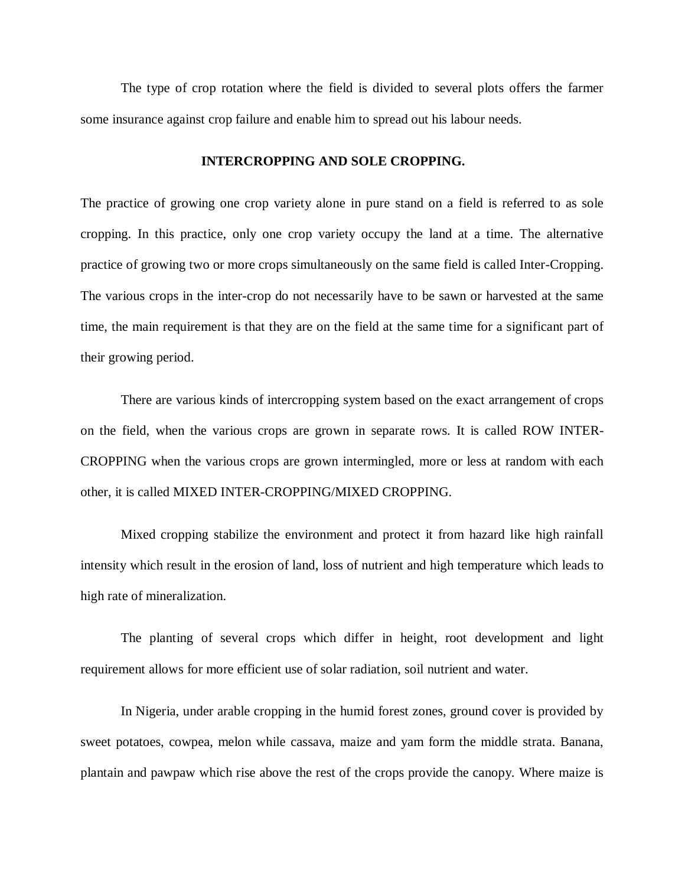The type of crop rotation where the field is divided to several plots offers the farmer some insurance against crop failure and enable him to spread out his labour needs.

## INTERCROPPING AND SOLE CROPPING.

The practice of growing one crop variety alone in pure stand on a field is referred to as sole cropping. In this practice, only one crop variety occupy the land at a time. The alternative practice of growing two or more crops simultaneously on the same field is called Inter-Cropping. The various crops in the inter-crop do not necessarily have to be sawn or harvested at the same time, the main requirement is that they are on the field at the same time for a significant part of their growing period.

There are various kinds of intercropping system based on the exact arrangement of crops on the field, when the various crops are grown in separate rows. It is called ROW INTER-CROPPING when the various crops are grown intermingled, more or less at random with each other, it is called MIXED INTER-CROPPING/MIXED CROPPING.

Mixed cropping stabilize the environment and protect it from hazard like high rainfall intensity which result in the erosion of land, loss of nutrient and high temperature which leads to high rate of mineralization.

The planting of several crops which differ in height, root development and light requirement allows for more efficient use of solar radiation, soil nutrient and water.

In Nigeria, under arable cropping in the humid forest zones, ground cover is provided by sweet potatoes, cowpea, melon while cassava, maize and yam form the middle strata. Banana, plantain and pawpaw which rise above the rest of the crops provide the canopy. Where maize is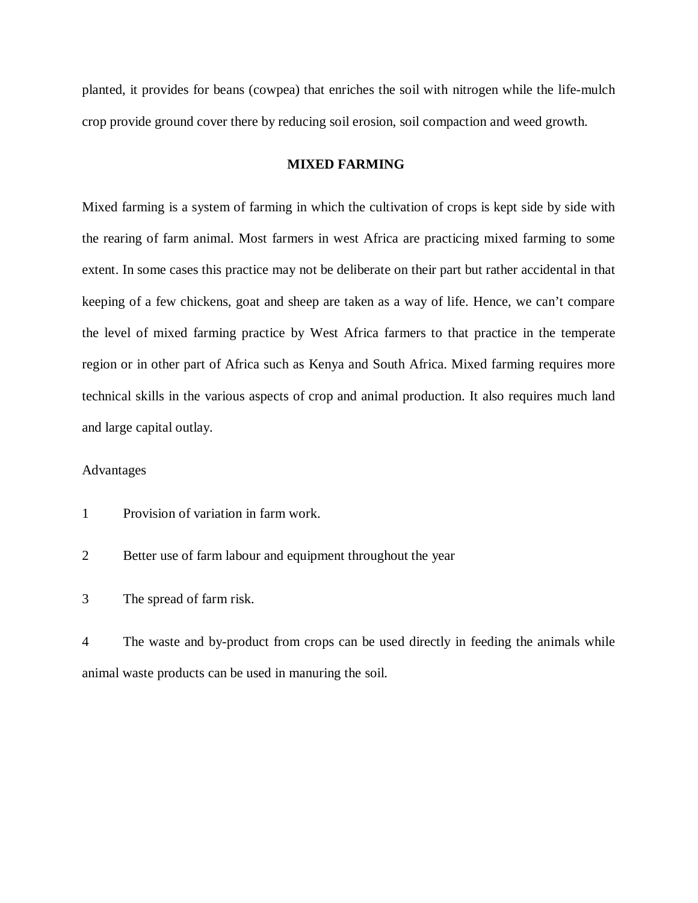planted, it provides for beans (cowpea) that enriches the soil with nitrogen while the life-mulch crop provide ground cover there by reducing soil erosion, soil compaction and weed growth.

## MIXED FARMING

Mixed farming is a system of farming in which the cultivation of crops is kept side by side with the rearing of farm animal. Most farmers in west Africa are practicing mixed farming to some extent. In some cases this practice may not be deliberate on their part but rather accidental in that keeping of a few chickens, goat and sheep are taken as a way of life. Hence, we can’t compare the level of mixed farming practice by West Africa farmers to that practice in the temperate region or in other part of Africa such as Kenya and South Africa. Mixed farming requires more technical skills in the various aspects of crop and animal production. It also requires much land and large capital outlay.

Advantages

1. Provision of variation in farm work.
2. Better use of farm labour and equipment throughout the year
3. The spread of farm risk.
4. The waste and by-product from crops can be used directly in feeding the animals while animal waste products can be used in manuring the soil.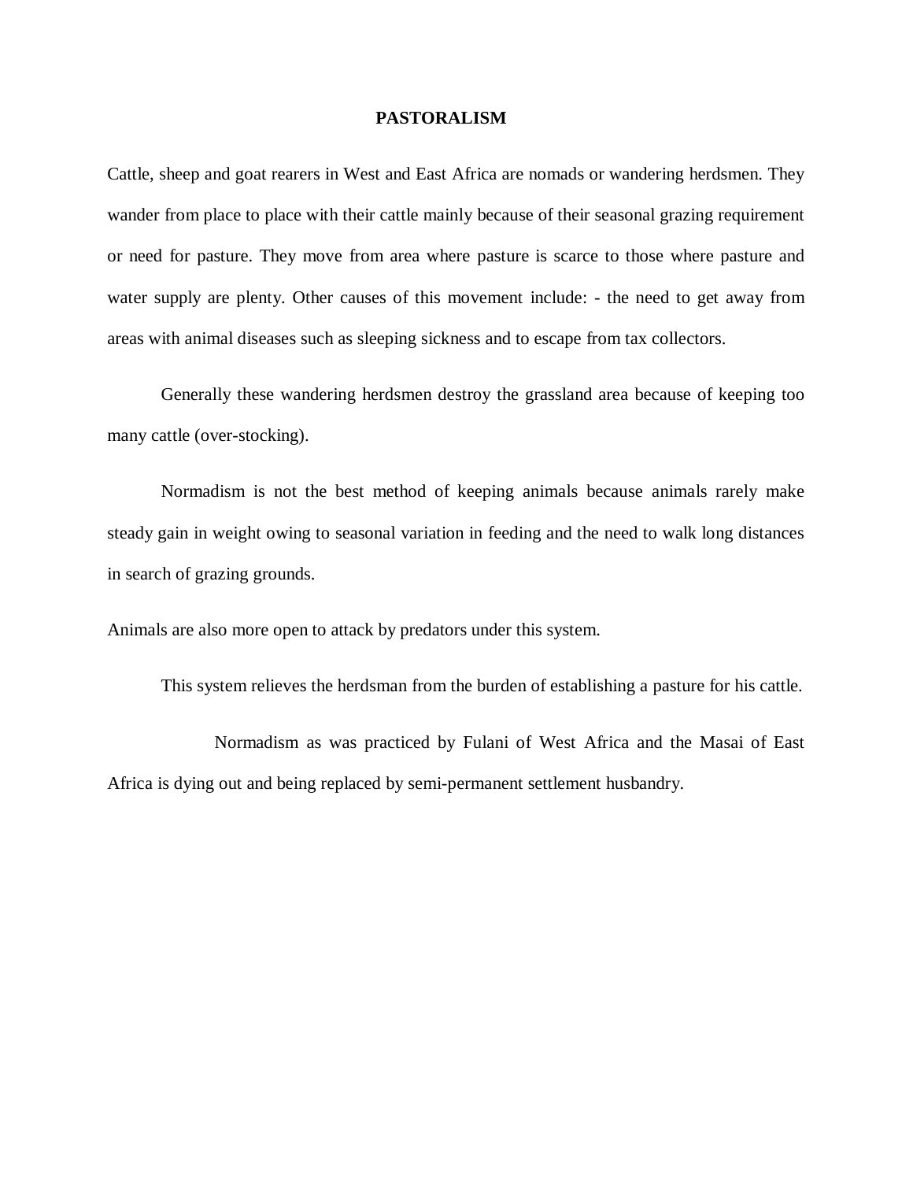# PASTORALISM

Cattle, sheep and goat rearers in West and East Africa are nomads or wandering herdsmen. They wander from place to place with their cattle mainly because of their seasonal grazing requirement or need for pasture. They move from area where pasture is scarce to those where pasture and water supply are plenty. Other causes of this movement include: - the need to get away from areas with animal diseases such as sleeping sickness and to escape from tax collectors.

Generally these wandering herdsmen destroy the grassland area because of keeping too many cattle (over-stocking).

Normadism is not the best method of keeping animals because animals rarely make steady gain in weight owing to seasonal variation in feeding and the need to walk long distances in search of grazing grounds.

Animals are also more open to attack by predators under this system.

This system relieves the herdsman from the burden of establishing a pasture for his cattle.

Normadism as was practiced by Fulani of West Africa and the Masai of East Africa is dying out and being replaced by semi-permanent settlement husbandry.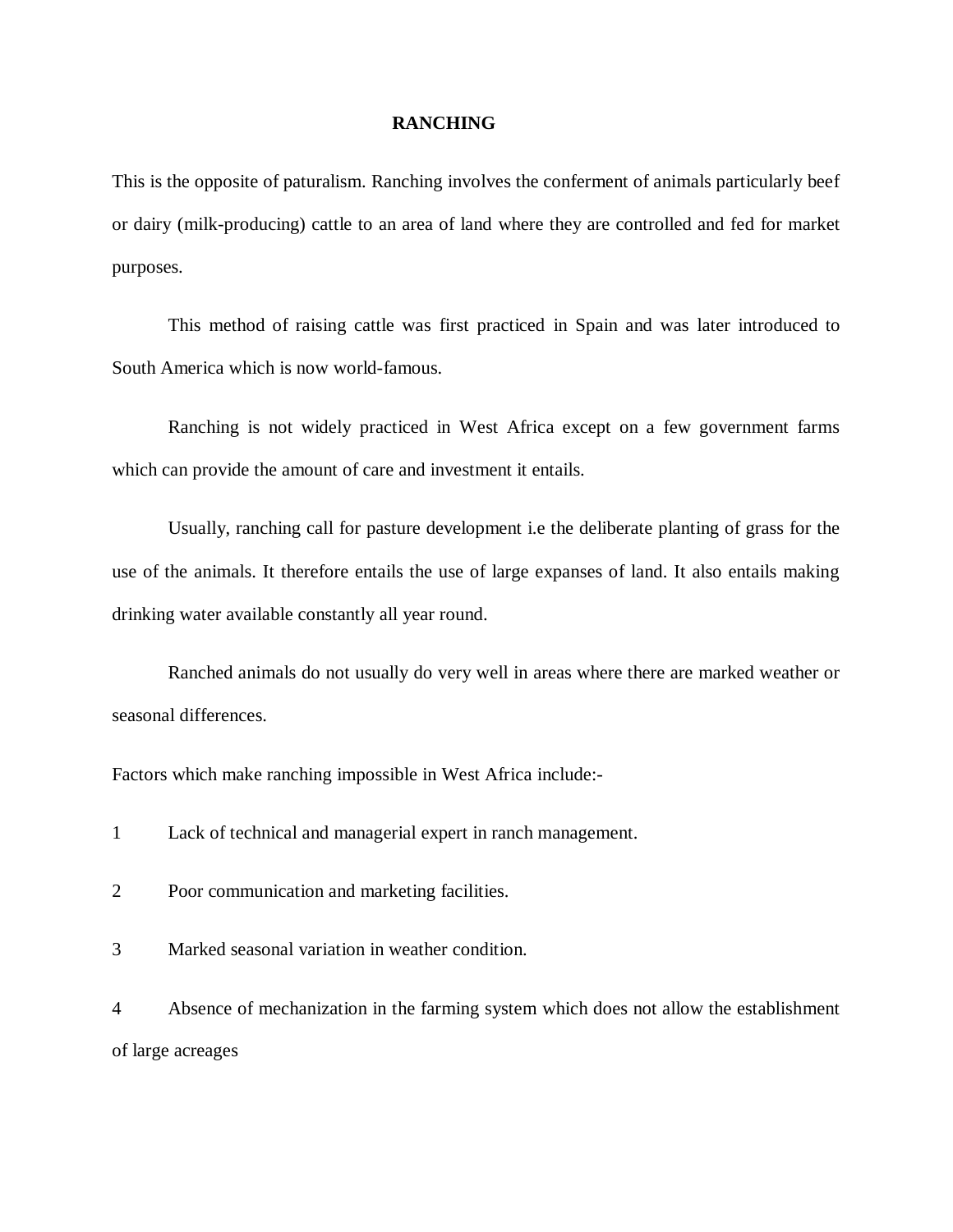# RANCHING

This is the opposite of paturalism. Ranching involves the conferment of animals particularly beef or dairy (milk-producing) cattle to an area of land where they are controlled and fed for market purposes.

This method of raising cattle was first practiced in Spain and was later introduced to South America which is now world-famous.

Ranching is not widely practiced in West Africa except on a few government farms which can provide the amount of care and investment it entails.

Usually, ranching call for pasture development i.e the deliberate planting of grass for the use of the animals. It therefore entails the use of large expanses of land. It also entails making drinking water available constantly all year round.

Ranched animals do not usually do very well in areas where there are marked weather or seasonal differences.

Factors which make ranching impossible in West Africa include:-

1. Lack of technical and managerial expert in ranch management.
2. Poor communication and marketing facilities.
3. Marked seasonal variation in weather condition.
4. Absence of mechanization in the farming system which does not allow the establishment of large acreages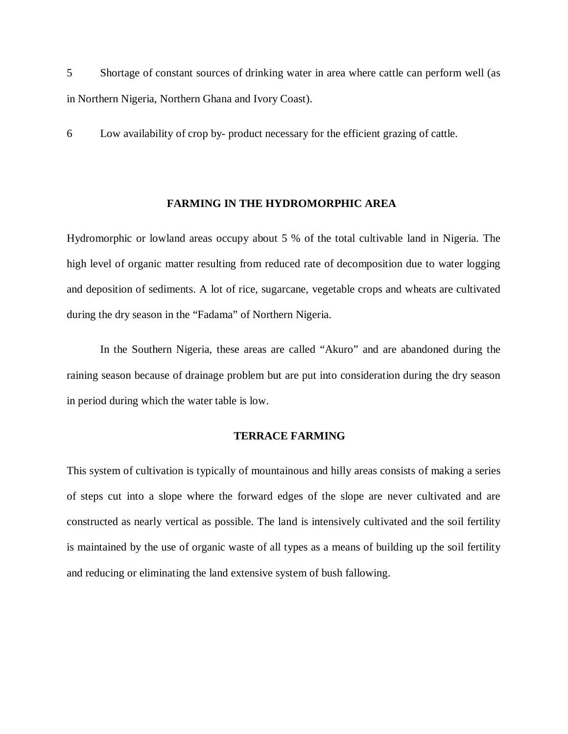5 Shortage of constant sources of drinking water in area where cattle can perform well (as in Northern Nigeria, Northern Ghana and Ivory Coast).

6 Low availability of crop by- product necessary for the efficient grazing of cattle.

## FARMING IN THE HYDROMORPHIC AREA

Hydromorphic or lowland areas occupy about 5 % of the total cultivable land in Nigeria. The high level of organic matter resulting from reduced rate of decomposition due to water logging and deposition of sediments. A lot of rice, sugarcane, vegetable crops and wheats are cultivated during the dry season in the "Fadama" of Northern Nigeria.

In the Southern Nigeria, these areas are called "Akuro" and are abandoned during the raining season because of drainage problem but are put into consideration during the dry season in period during which the water table is low.

## TERRACE FARMING

This system of cultivation is typically of mountainous and hilly areas consists of making a series of steps cut into a slope where the forward edges of the slope are never cultivated and are constructed as nearly vertical as possible. The land is intensively cultivated and the soil fertility is maintained by the use of organic waste of all types as a means of building up the soil fertility and reducing or eliminating the land extensive system of bush fallowing.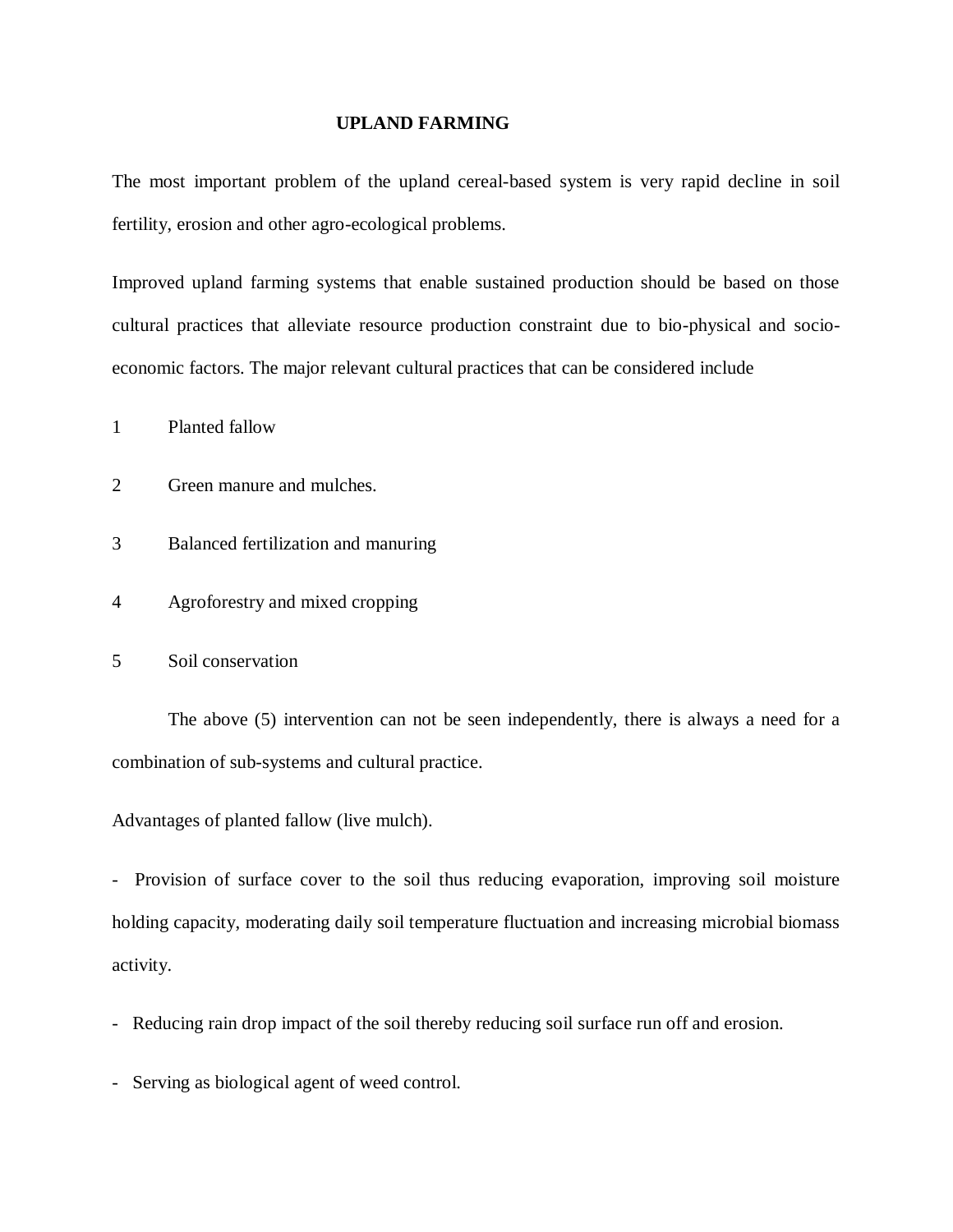## UPLAND FARMING

The most important problem of the upland cereal-based system is very rapid decline in soil fertility, erosion and other agro-ecological problems.

Improved upland farming systems that enable sustained production should be based on those cultural practices that alleviate resource production constraint due to bio-physical and socio-economic factors. The major relevant cultural practices that can be considered include

1. Planted fallow
2. Green manure and mulches.
3. Balanced fertilization and manuring
4. Agroforestry and mixed cropping
5. Soil conservation

The above (5) intervention can not be seen independently, there is always a need for a combination of sub-systems and cultural practice.

Advantages of planted fallow (live mulch).

- Provision of surface cover to the soil thus reducing evaporation, improving soil moisture holding capacity, moderating daily soil temperature fluctuation and increasing microbial biomass activity.
- Reducing rain drop impact of the soil thereby reducing soil surface run off and erosion.
- Serving as biological agent of weed control.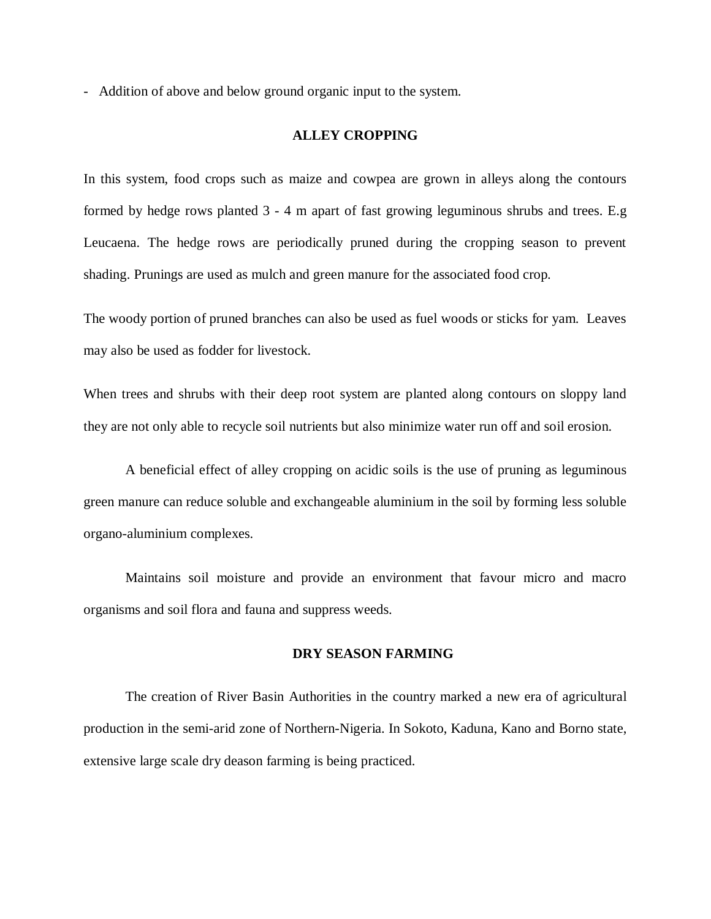- Addition of above and below ground organic input to the system.

## ALLEY CROPPING

In this system, food crops such as maize and cowpea are grown in alleys along the contours formed by hedge rows planted 3 - 4 m apart of fast growing leguminous shrubs and trees. E.g Leucaena. The hedge rows are periodically pruned during the cropping season to prevent shading. Prunings are used as mulch and green manure for the associated food crop.

The woody portion of pruned branches can also be used as fuel woods or sticks for yam. Leaves may also be used as fodder for livestock.

When trees and shrubs with their deep root system are planted along contours on sloppy land they are not only able to recycle soil nutrients but also minimize water run off and soil erosion.

A beneficial effect of alley cropping on acidic soils is the use of pruning as leguminous green manure can reduce soluble and exchangeable aluminium in the soil by forming less soluble organo-aluminium complexes.

Maintains soil moisture and provide an environment that favour micro and macro organisms and soil flora and fauna and suppress weeds.

## DRY SEASON FARMING

The creation of River Basin Authorities in the country marked a new era of agricultural production in the semi-arid zone of Northern-Nigeria. In Sokoto, Kaduna, Kano and Borno state, extensive large scale dry deason farming is being practiced.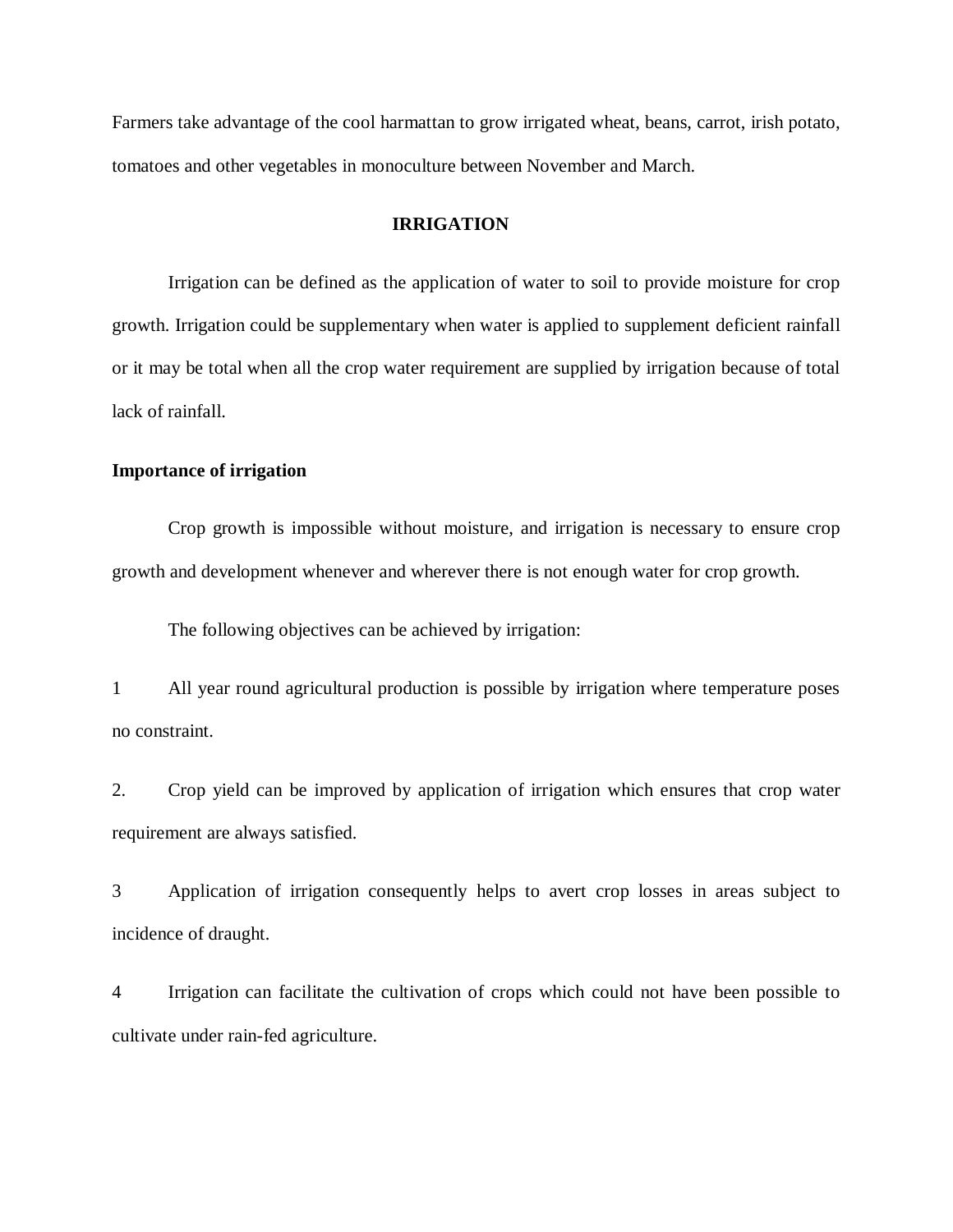Farmers take advantage of the cool harmattan to grow irrigated wheat, beans, carrot, irish potato, tomatoes and other vegetables in monoculture between November and March.

## IRRIGATION

Irrigation can be defined as the application of water to soil to provide moisture for crop growth. Irrigation could be supplementary when water is applied to supplement deficient rainfall or it may be total when all the crop water requirement are supplied by irrigation because of total lack of rainfall.

### Importance of irrigation

Crop growth is impossible without moisture, and irrigation is necessary to ensure crop growth and development whenever and wherever there is not enough water for crop growth.

The following objectives can be achieved by irrigation:

1 All year round agricultural production is possible by irrigation where temperature poses no constraint.

2. Crop yield can be improved by application of irrigation which ensures that crop water requirement are always satisfied.

3 Application of irrigation consequently helps to avert crop losses in areas subject to incidence of draught.

4 Irrigation can facilitate the cultivation of crops which could not have been possible to cultivate under rain-fed agriculture.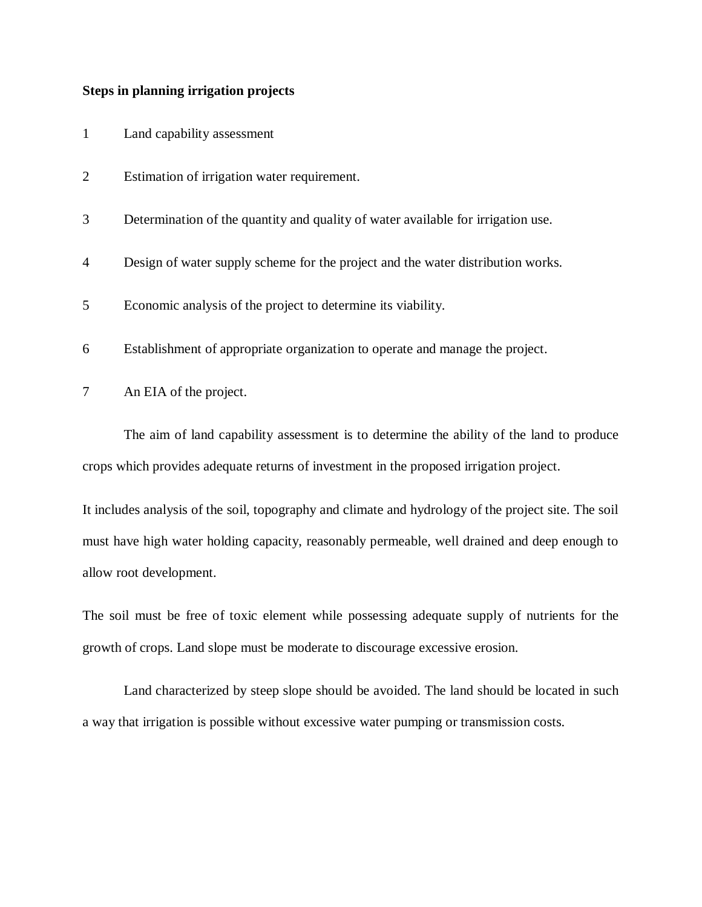**Steps in planning irrigation projects**

1. Land capability assessment
2. Estimation of irrigation water requirement.
3. Determination of the quantity and quality of water available for irrigation use.
4. Design of water supply scheme for the project and the water distribution works.
5. Economic analysis of the project to determine its viability.
6. Establishment of appropriate organization to operate and manage the project.
7. An EIA of the project.

The aim of land capability assessment is to determine the ability of the land to produce crops which provides adequate returns of investment in the proposed irrigation project.

It includes analysis of the soil, topography and climate and hydrology of the project site. The soil must have high water holding capacity, reasonably permeable, well drained and deep enough to allow root development.

The soil must be free of toxic element while possessing adequate supply of nutrients for the growth of crops. Land slope must be moderate to discourage excessive erosion.

Land characterized by steep slope should be avoided. The land should be located in such a way that irrigation is possible without excessive water pumping or transmission costs.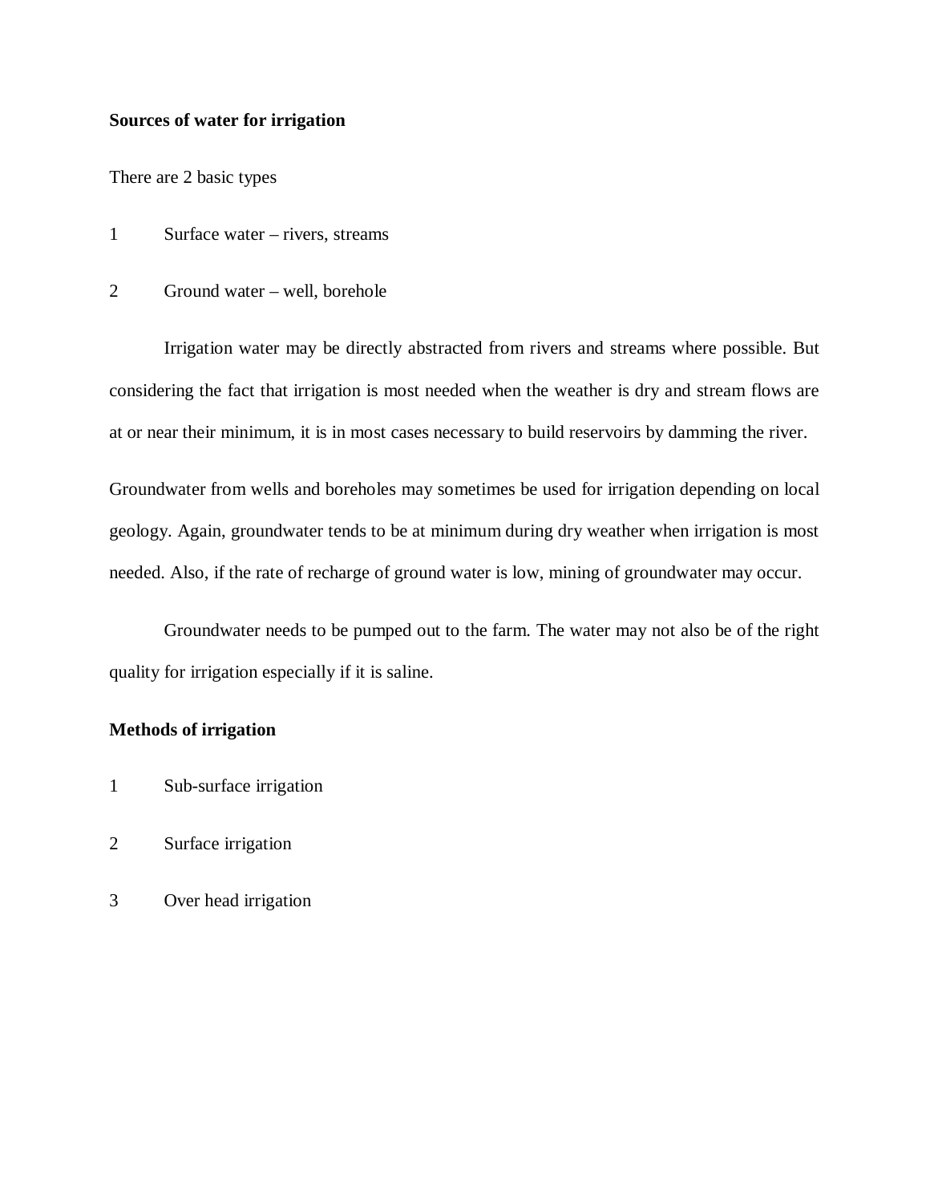**Sources of water for irrigation**

There are 2 basic types

1 Surface water – rivers, streams

2 Ground water – well, borehole

Irrigation water may be directly abstracted from rivers and streams where possible. But considering the fact that irrigation is most needed when the weather is dry and stream flows are at or near their minimum, it is in most cases necessary to build reservoirs by damming the river.

Groundwater from wells and boreholes may sometimes be used for irrigation depending on local geology. Again, groundwater tends to be at minimum during dry weather when irrigation is most needed. Also, if the rate of recharge of ground water is low, mining of groundwater may occur.

Groundwater needs to be pumped out to the farm. The water may not also be of the right quality for irrigation especially if it is saline.

**Methods of irrigation**

1 Sub-surface irrigation

2 Surface irrigation

3 Over head irrigation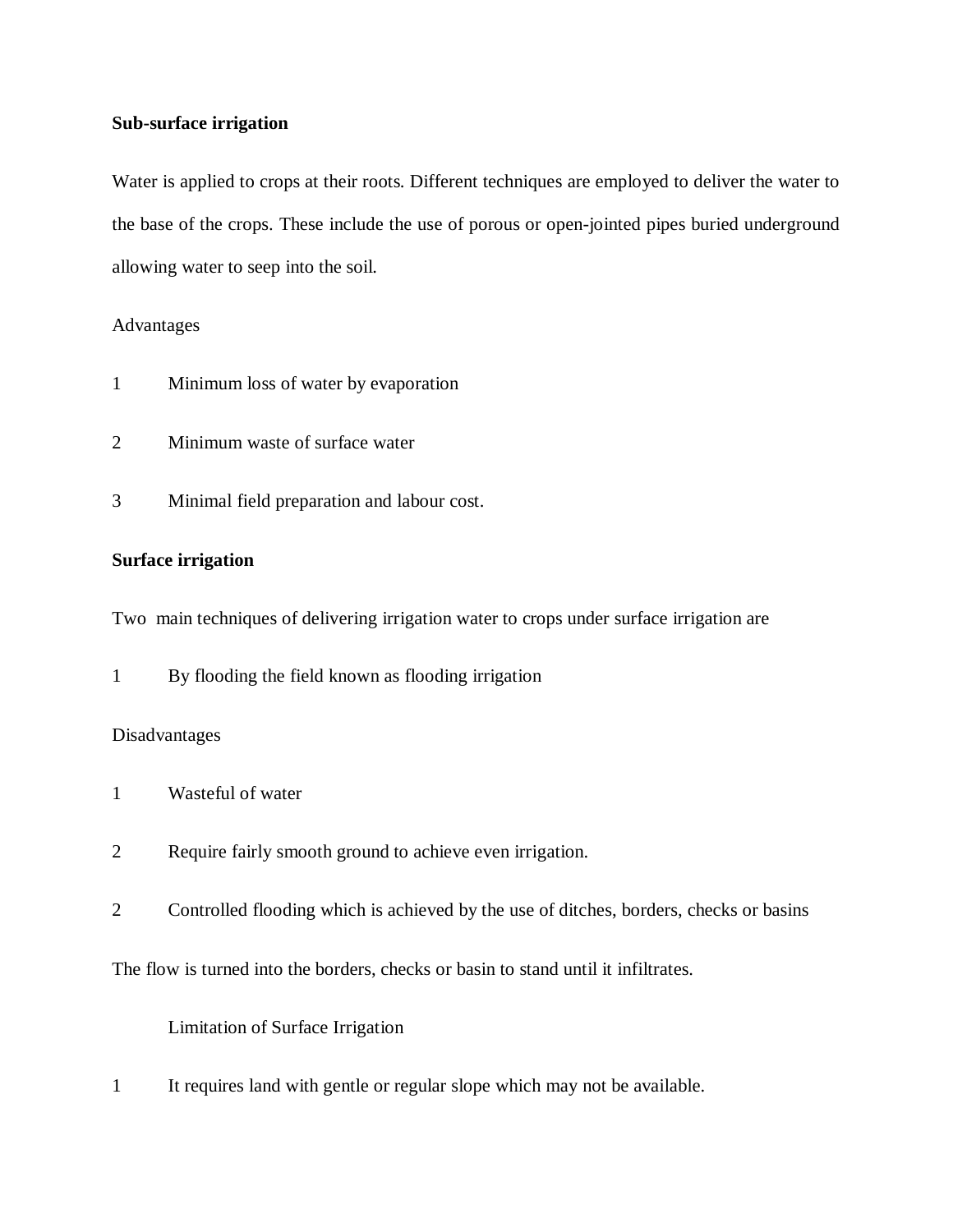**Sub-surface irrigation**

Water is applied to crops at their roots. Different techniques are employed to deliver the water to the base of the crops. These include the use of porous or open-jointed pipes buried underground allowing water to seep into the soil.

Advantages

1 Minimum loss of water by evaporation

2 Minimum waste of surface water

3 Minimal field preparation and labour cost.

**Surface irrigation**

Two main techniques of delivering irrigation water to crops under surface irrigation are

1 By flooding the field known as flooding irrigation

Disadvantages

1 Wasteful of water

2 Require fairly smooth ground to achieve even irrigation.

2 Controlled flooding which is achieved by the use of ditches, borders, checks or basins

The flow is turned into the borders, checks or basin to stand until it infiltrates.

Limitation of Surface Irrigation

1 It requires land with gentle or regular slope which may not be available.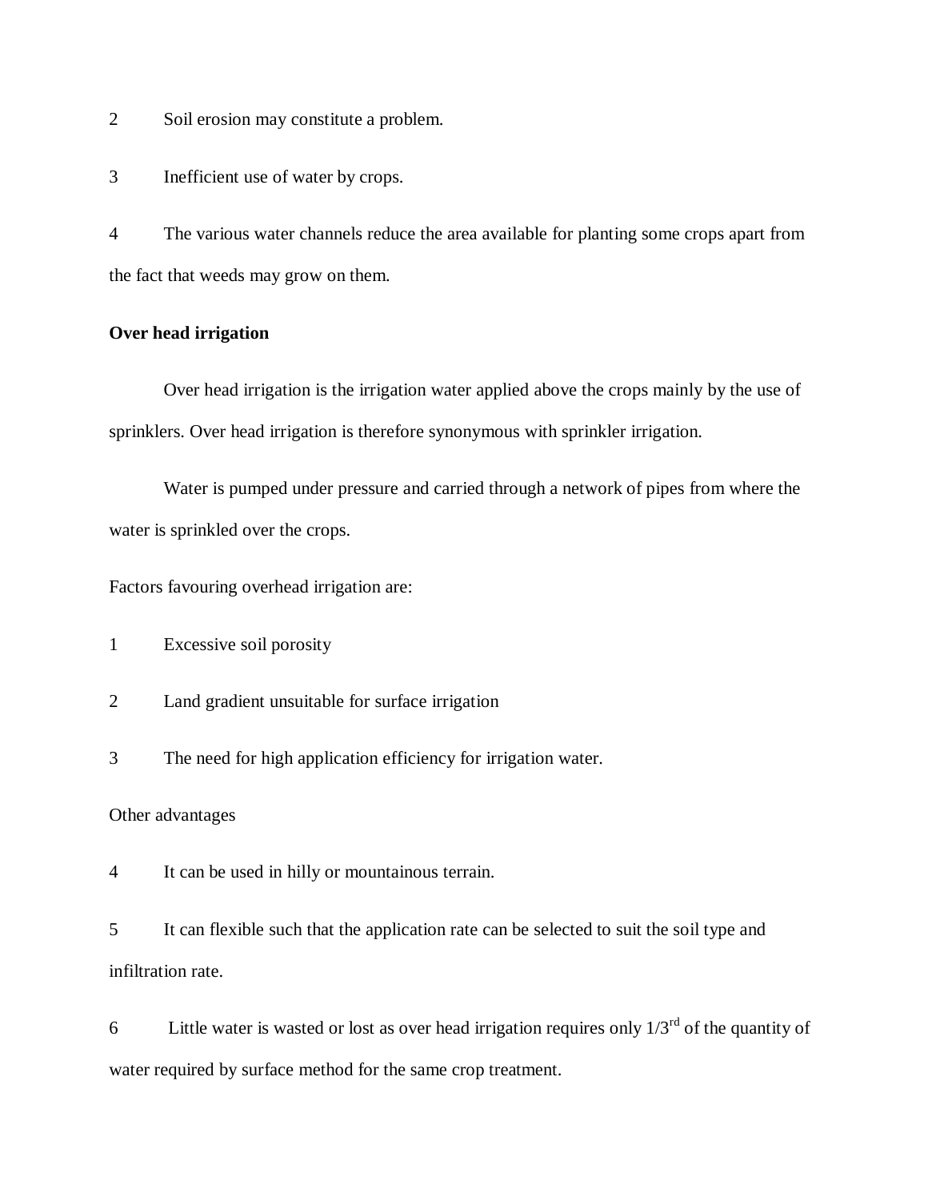2 Soil erosion may constitute a problem.

3 Inefficient use of water by crops.

4 The various water channels reduce the area available for planting some crops apart from the fact that weeds may grow on them.

**Over head irrigation**

Over head irrigation is the irrigation water applied above the crops mainly by the use of sprinklers. Over head irrigation is therefore synonymous with sprinkler irrigation.

Water is pumped under pressure and carried through a network of pipes from where the water is sprinkled over the crops.

Factors favouring overhead irrigation are:

1 Excessive soil porosity

2 Land gradient unsuitable for surface irrigation

3 The need for high application efficiency for irrigation water.

Other advantages

4 It can be used in hilly or mountainous terrain.

5 It can flexible such that the application rate can be selected to suit the soil type and infiltration rate.

6 Little water is wasted or lost as over head irrigation requires only $1/3^{rd}$ of the quantity of water required by surface method for the same crop treatment.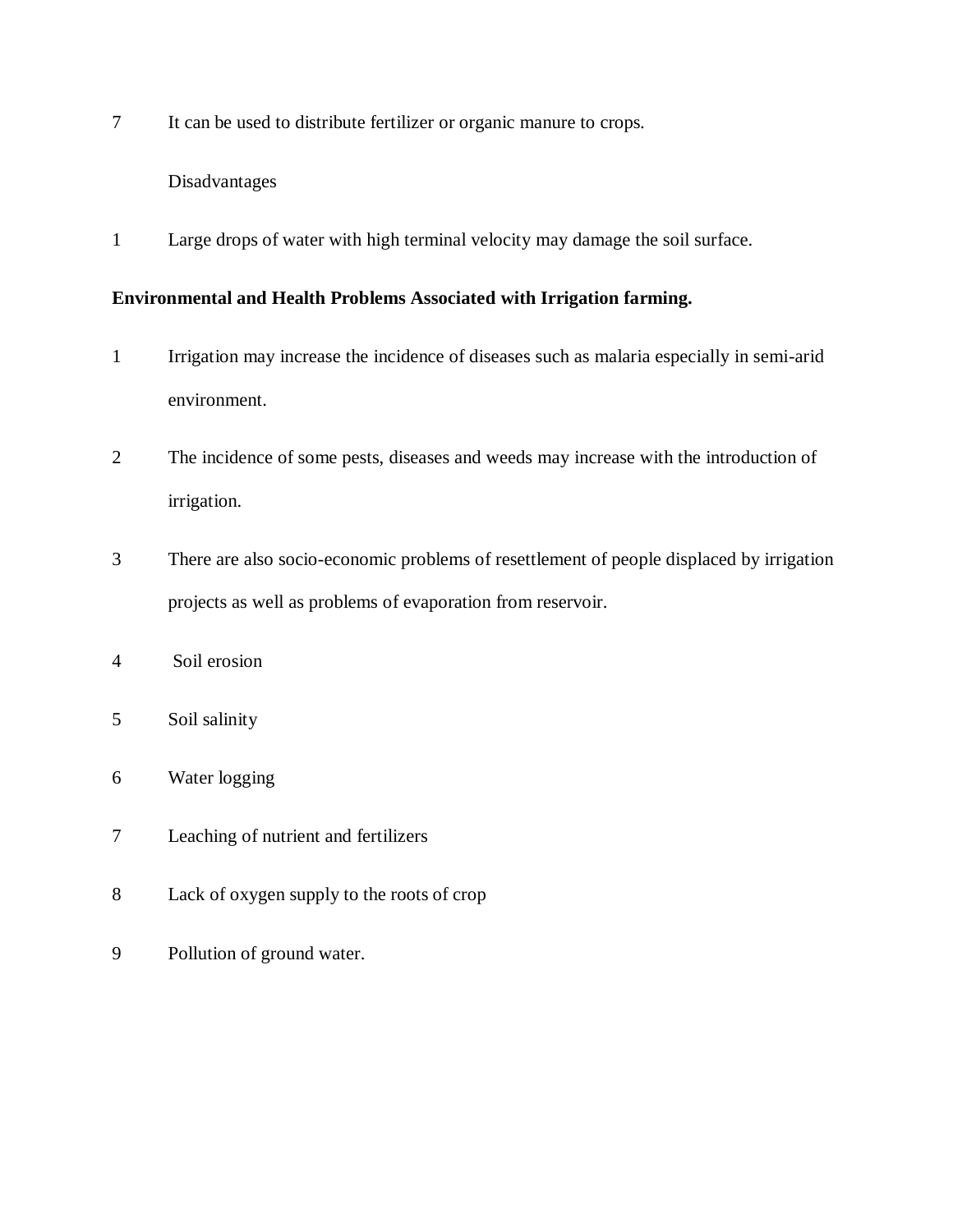7 It can be used to distribute fertilizer or organic manure to crops.

Disadvantages

1 Large drops of water with high terminal velocity may damage the soil surface.

**Environmental and Health Problems Associated with Irrigation farming.**

1 Irrigation may increase the incidence of diseases such as malaria especially in semi-arid environment.

2 The incidence of some pests, diseases and weeds may increase with the introduction of irrigation.

3 There are also socio-economic problems of resettlement of people displaced by irrigation projects as well as problems of evaporation from reservoir.

4 Soil erosion

5 Soil salinity

6 Water logging

7 Leaching of nutrient and fertilizers

8 Lack of oxygen supply to the roots of crop

9 Pollution of ground water.